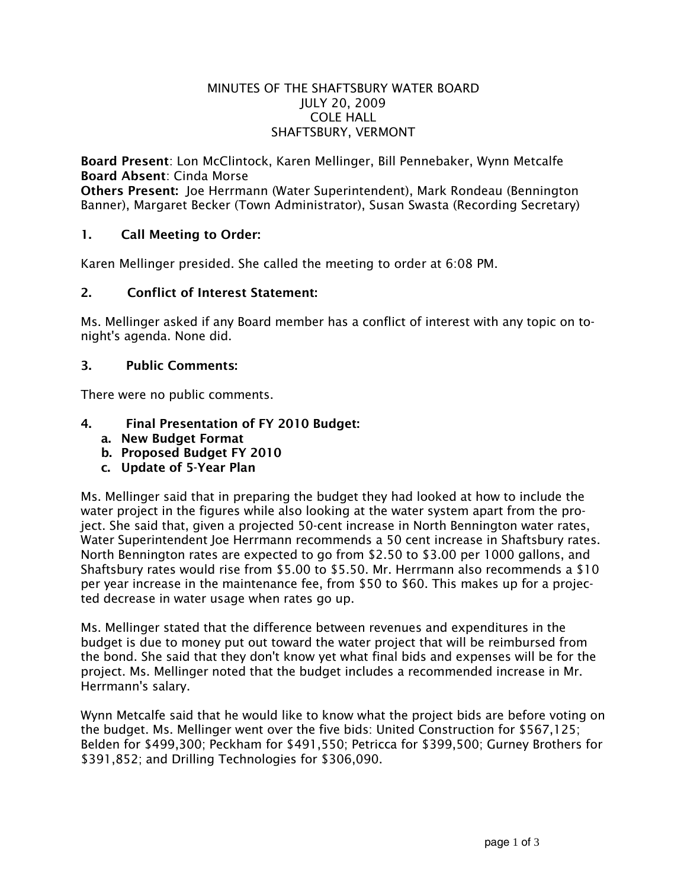MINUTES OF THE SHAFTSBURY WATER BOARD
JULY 20, 2009
COLE HALL
SHAFTSBURY, VERMONT

**Board Present**: Lon McClintock, Karen Mellinger, Bill Pennebaker, Wynn Metcalfe
**Board Absent**: Cinda Morse
**Others Present:** Joe Herrmann (Water Superintendent), Mark Rondeau (Bennington Banner), Margaret Becker (Town Administrator), Susan Swasta (Recording Secretary)

## 1. Call Meeting to Order:

Karen Mellinger presided. She called the meeting to order at 6:08 PM.

## 2. Conflict of Interest Statement:

Ms. Mellinger asked if any Board member has a conflict of interest with any topic on tonight's agenda. None did.

## 3. Public Comments:

There were no public comments.

## 4. Final Presentation of FY 2010 Budget:

a. **New Budget Format**
b. **Proposed Budget FY 2010**
c. **Update of 5-Year Plan**

Ms. Mellinger said that in preparing the budget they had looked at how to include the water project in the figures while also looking at the water system apart from the project. She said that, given a projected 50-cent increase in North Bennington water rates, Water Superintendent Joe Herrmann recommends a 50 cent increase in Shaftsbury rates. North Bennington rates are expected to go from $2.50 to $3.00 per 1000 gallons, and Shaftsbury rates would rise from $5.00 to $5.50. Mr. Herrmann also recommends a $10 per year increase in the maintenance fee, from $50 to $60. This makes up for a projected decrease in water usage when rates go up.

Ms. Mellinger stated that the difference between revenues and expenditures in the budget is due to money put out toward the water project that will be reimbursed from the bond. She said that they don't know yet what final bids and expenses will be for the project. Ms. Mellinger noted that the budget includes a recommended increase in Mr. Herrmann's salary.

Wynn Metcalfe said that he would like to know what the project bids are before voting on the budget. Ms. Mellinger went over the five bids: United Construction for $567,125; Belden for $499,300; Peckham for $491,550; Petricca for $399,500; Gurney Brothers for $391,852; and Drilling Technologies for $306,090.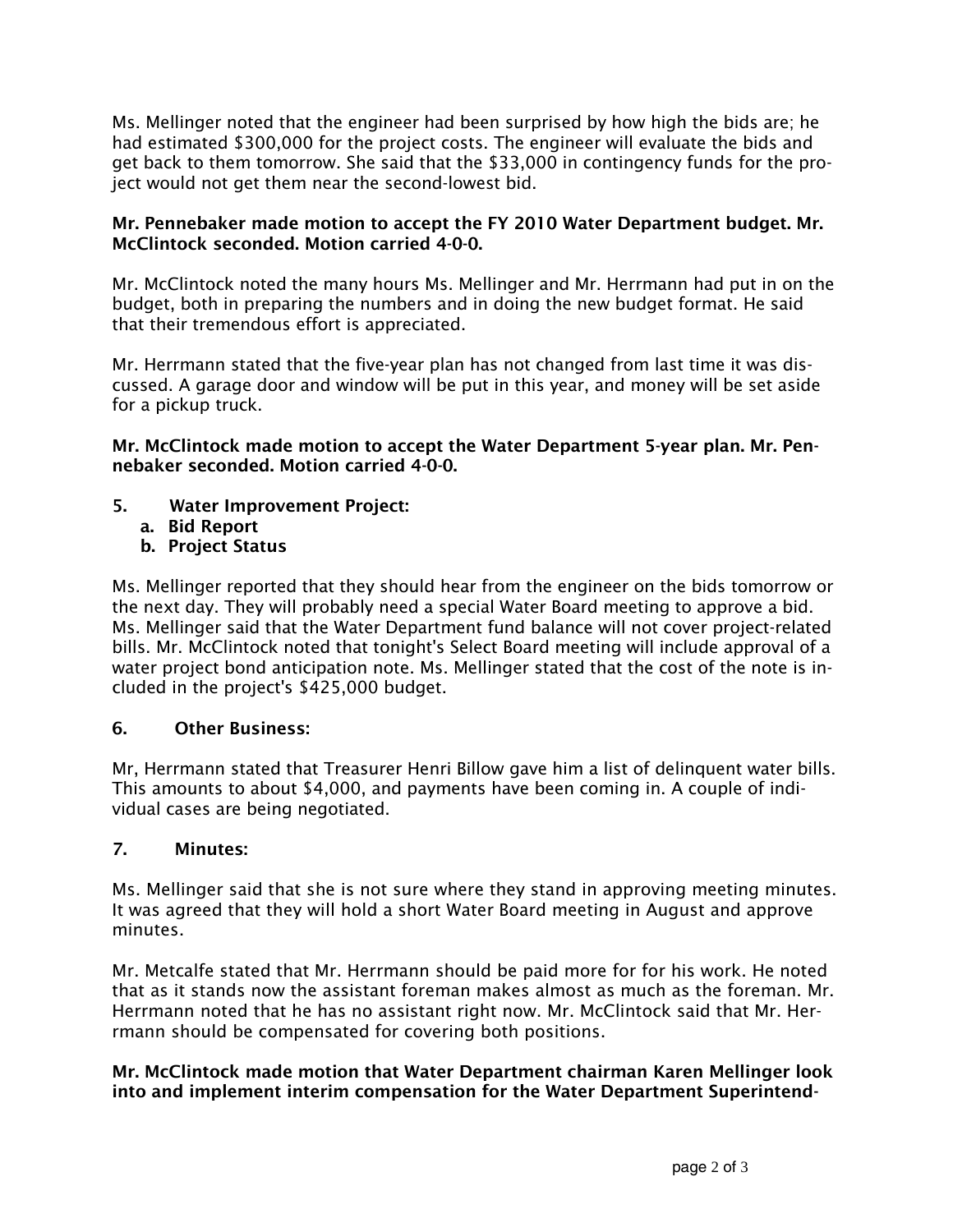Ms. Mellinger noted that the engineer had been surprised by how high the bids are; he had estimated $300,000 for the project costs. The engineer will evaluate the bids and get back to them tomorrow. She said that the $33,000 in contingency funds for the project would not get them near the second-lowest bid.

**Mr. Pennebaker made motion to accept the FY 2010 Water Department budget. Mr. McClintock seconded. Motion carried 4-0-0.**

Mr. McClintock noted the many hours Ms. Mellinger and Mr. Herrmann had put in on the budget, both in preparing the numbers and in doing the new budget format. He said that their tremendous effort is appreciated.

Mr. Herrmann stated that the five-year plan has not changed from last time it was discussed. A garage door and window will be put in this year, and money will be set aside for a pickup truck.

**Mr. McClintock made motion to accept the Water Department 5-year plan. Mr. Pennebaker seconded. Motion carried 4-0-0.**

## 5. Water Improvement Project:

**a. Bid Report**
**b. Project Status**

Ms. Mellinger reported that they should hear from the engineer on the bids tomorrow or the next day. They will probably need a special Water Board meeting to approve a bid. Ms. Mellinger said that the Water Department fund balance will not cover project-related bills. Mr. McClintock noted that tonight's Select Board meeting will include approval of a water project bond anticipation note. Ms. Mellinger stated that the cost of the note is included in the project's $425,000 budget.

## 6. Other Business:

Mr, Herrmann stated that Treasurer Henri Billow gave him a list of delinquent water bills. This amounts to about $4,000, and payments have been coming in. A couple of individual cases are being negotiated.

## 7. Minutes:

Ms. Mellinger said that she is not sure where they stand in approving meeting minutes. It was agreed that they will hold a short Water Board meeting in August and approve minutes.

Mr. Metcalfe stated that Mr. Herrmann should be paid more for for his work. He noted that as it stands now the assistant foreman makes almost as much as the foreman. Mr. Herrmann noted that he has no assistant right now. Mr. McClintock said that Mr. Herrmann should be compensated for covering both positions.

**Mr. McClintock made motion that Water Department chairman Karen Mellinger look into and implement interim compensation for the Water Department Superintend-**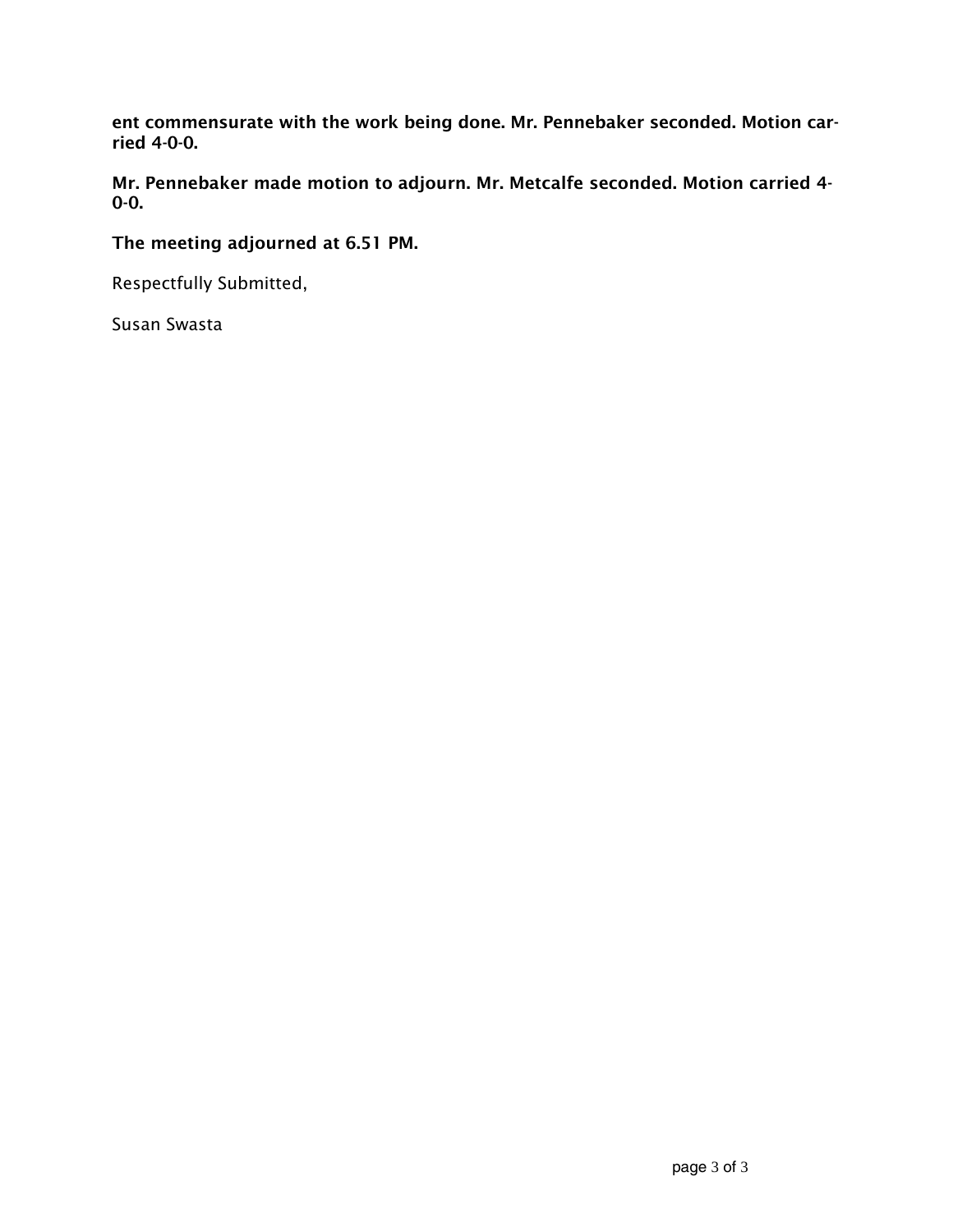**ent commensurate with the work being done. Mr. Pennebaker seconded. Motion carried 4-0-0.**

**Mr. Pennebaker made motion to adjourn. Mr. Metcalfe seconded. Motion carried 4-0-0.**

**The meeting adjourned at 6.51 PM.**

Respectfully Submitted,

Susan Swasta